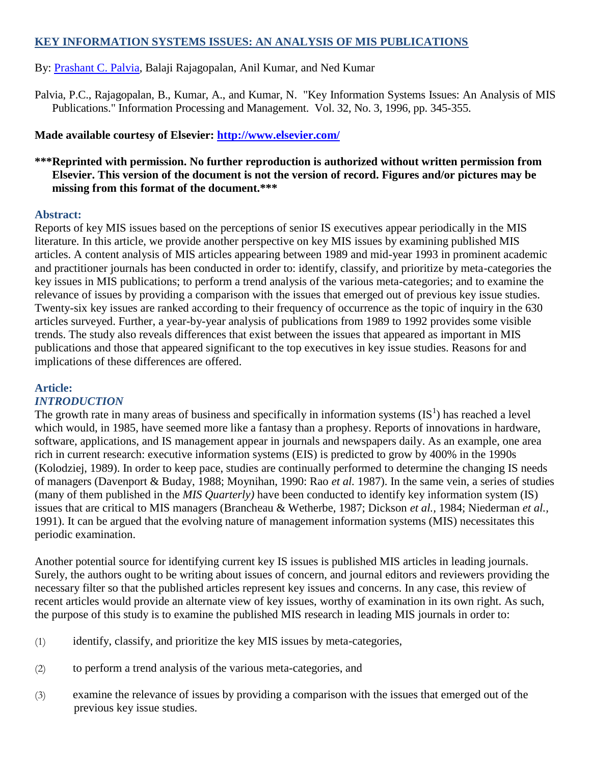# KEY INFORMATION SYSTEMS ISSUES: AN ANALYSIS OF MIS PUBLICATIONS

By: Prashant C. Palvia, Balaji Rajagopalan, Anil Kumar, and Ned Kumar

Palvia, P.C., Rajagopalan, B., Kumar, A., and Kumar, N. "Key Information Systems Issues: An Analysis of MIS Publications." Information Processing and Management. Vol. 32, No. 3, 1996, pp. 345-355.

**Made available courtesy of Elsevier: http://www.elsevier.com/**

**\*\*\*Reprinted with permission. No further reproduction is authorized without written permission from Elsevier. This version of the document is not the version of record. Figures and/or pictures may be missing from this format of the document.\*\*\***

## Abstract:

Reports of key MIS issues based on the perceptions of senior IS executives appear periodically in the MIS literature. In this article, we provide another perspective on key MIS issues by examining published MIS articles. A content analysis of MIS articles appearing between 1989 and mid-year 1993 in prominent academic and practitioner journals has been conducted in order to: identify, classify, and prioritize by meta-categories the key issues in MIS publications; to perform a trend analysis of the various meta-categories; and to examine the relevance of issues by providing a comparison with the issues that emerged out of previous key issue studies. Twenty-six key issues are ranked according to their frequency of occurrence as the topic of inquiry in the 630 articles surveyed. Further, a year-by-year analysis of publications from 1989 to 1992 provides some visible trends. The study also reveals differences that exist between the issues that appeared as important in MIS publications and those that appeared significant to the top executives in key issue studies. Reasons for and implications of these differences are offered.

## Article:

### *INTRODUCTION*

The growth rate in many areas of business and specifically in information systems (IS[1]) has reached a level which would, in 1985, have seemed more like a fantasy than a prophesy. Reports of innovations in hardware, software, applications, and IS management appear in journals and newspapers daily. As an example, one area rich in current research: executive information systems (EIS) is predicted to grow by 400% in the 1990s (Kolodziej, 1989). In order to keep pace, studies are continually performed to determine the changing IS needs of managers (Davenport & Buday, 1988; Moynihan, 1990: Rao *et al.* 1987). In the same vein, a series of studies (many of them published in the *MIS Quarterly)* have been conducted to identify key information system (IS) issues that are critical to MIS managers (Brancheau & Wetherbe, 1987; Dickson *et al.*, 1984; Niederman *et al.*, 1991). It can be argued that the evolving nature of management information systems (MIS) necessitates this periodic examination.

Another potential source for identifying current key IS issues is published MIS articles in leading journals. Surely, the authors ought to be writing about issues of concern, and journal editors and reviewers providing the necessary filter so that the published articles represent key issues and concerns. In any case, this review of recent articles would provide an alternate view of key issues, worthy of examination in its own right. As such, the purpose of this study is to examine the published MIS research in leading MIS journals in order to:

(1) identify, classify, and prioritize the key MIS issues by meta-categories,

(2) to perform a trend analysis of the various meta-categories, and

(3) examine the relevance of issues by providing a comparison with the issues that emerged out of the previous key issue studies.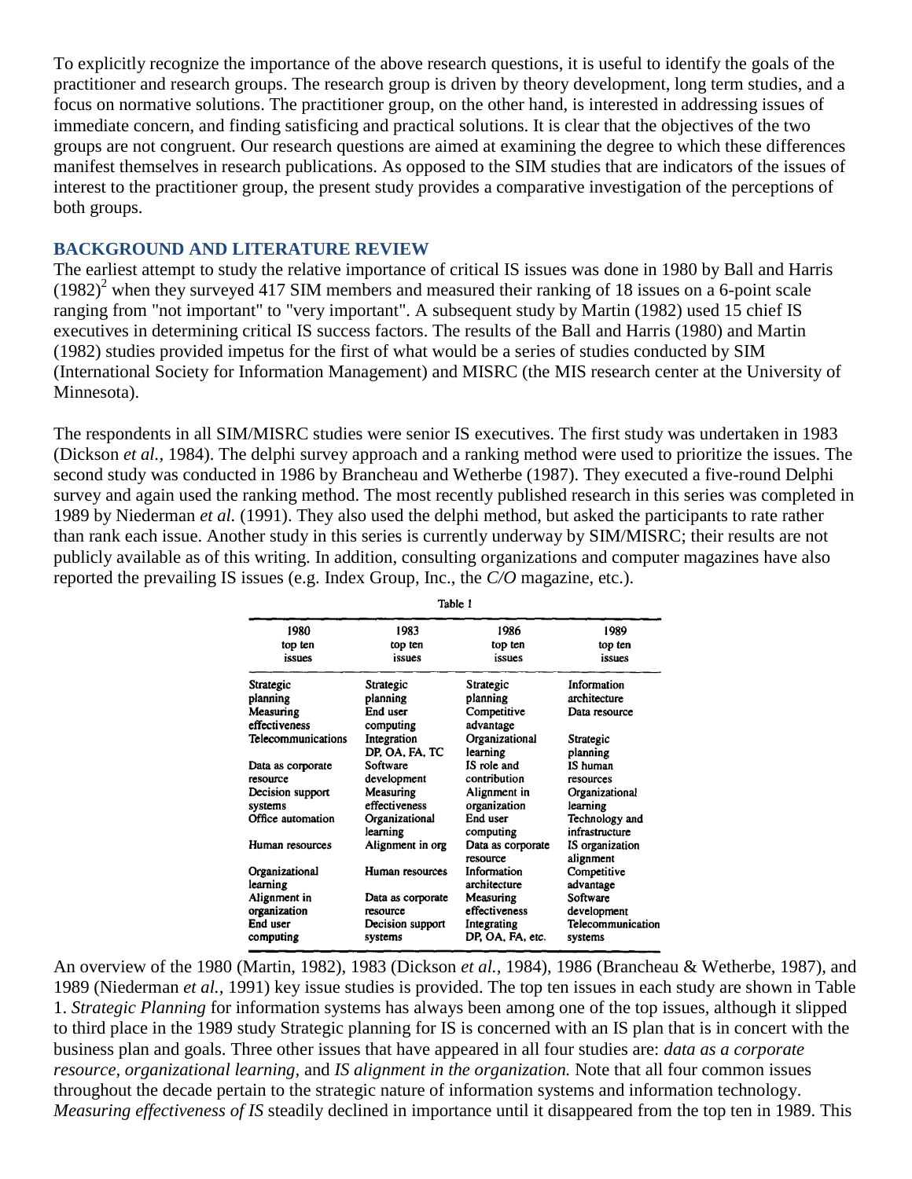To explicitly recognize the importance of the above research questions, it is useful to identify the goals of the practitioner and research groups. The research group is driven by theory development, long term studies, and a focus on normative solutions. The practitioner group, on the other hand, is interested in addressing issues of immediate concern, and finding satisficing and practical solutions. It is clear that the objectives of the two groups are not congruent. Our research questions are aimed at examining the degree to which these differences manifest themselves in research publications. As opposed to the SIM studies that are indicators of the issues of interest to the practitioner group, the present study provides a comparative investigation of the perceptions of both groups.

## BACKGROUND AND LITERATURE REVIEW

The earliest attempt to study the relative importance of critical IS issues was done in 1980 by Ball and Harris (1982)[2] when they surveyed 417 SIM members and measured their ranking of 18 issues on a 6-point scale ranging from "not important" to "very important". A subsequent study by Martin (1982) used 15 chief IS executives in determining critical IS success factors. The results of the Ball and Harris (1980) and Martin (1982) studies provided impetus for the first of what would be a series of studies conducted by SIM (International Society for Information Management) and MISRC (the MIS research center at the University of Minnesota).

The respondents in all SIM/MISRC studies were senior IS executives. The first study was undertaken in 1983 (Dickson *et al.,* 1984). The delphi survey approach and a ranking method were used to prioritize the issues. The second study was conducted in 1986 by Brancheau and Wetherbe (1987). They executed a five-round Delphi survey and again used the ranking method. The most recently published research in this series was completed in 1989 by Niederman *et al.* (1991). They also used the delphi method, but asked the participants to rate rather than rank each issue. Another study in this series is currently underway by SIM/MISRC; their results are not publicly available as of this writing. In addition, consulting organizations and computer magazines have also reported the prevailing IS issues (e.g. Index Group, Inc., the *C/O* magazine, etc.).

Table 1

| 1980 top ten issues | 1983 top ten issues | 1986 top ten issues | 1989 top ten issues |
|---|---|---|---|
| Strategic planning | Strategic planning | Strategic planning | Information architecture |
| Measuring effectiveness | End user computing | Competitive advantage | Data resource |
| Telecommunications | Integration DP, OA, FA, TC | Organizational learning | Strategic planning |
| Data as corporate resource | Software development | IS role and contribution | IS human resources |
| Decision support systems | Measuring effectiveness | Alignment in organization | Organizational learning |
| Office automation | Organizational learning | End user computing | Technology and infrastructure |
| Human resources | Alignment in org | Data as corporate resource | IS organization alignment |
| Organizational learning | Human resources | Information architecture | Competitive advantage |
| Alignment in organization | Data as corporate resource | Measuring effectiveness | Software development |
| End user computing | Decision support systems | Integrating DP, OA, FA, etc. | Telecommunication systems |

An overview of the 1980 (Martin, 1982), 1983 (Dickson *et al.,* 1984), 1986 (Brancheau & Wetherbe, 1987), and 1989 (Niederman *et al.,* 1991) key issue studies is provided. The top ten issues in each study are shown in Table 1. *Strategic Planning* for information systems has always been among one of the top issues, although it slipped to third place in the 1989 study Strategic planning for IS is concerned with an IS plan that is in concert with the business plan and goals. Three other issues that have appeared in all four studies are: *data as a corporate resource, organizational learning,* and *IS alignment in the organization.* Note that all four common issues throughout the decade pertain to the strategic nature of information systems and information technology. *Measuring effectiveness of IS* steadily declined in importance until it disappeared from the top ten in 1989. This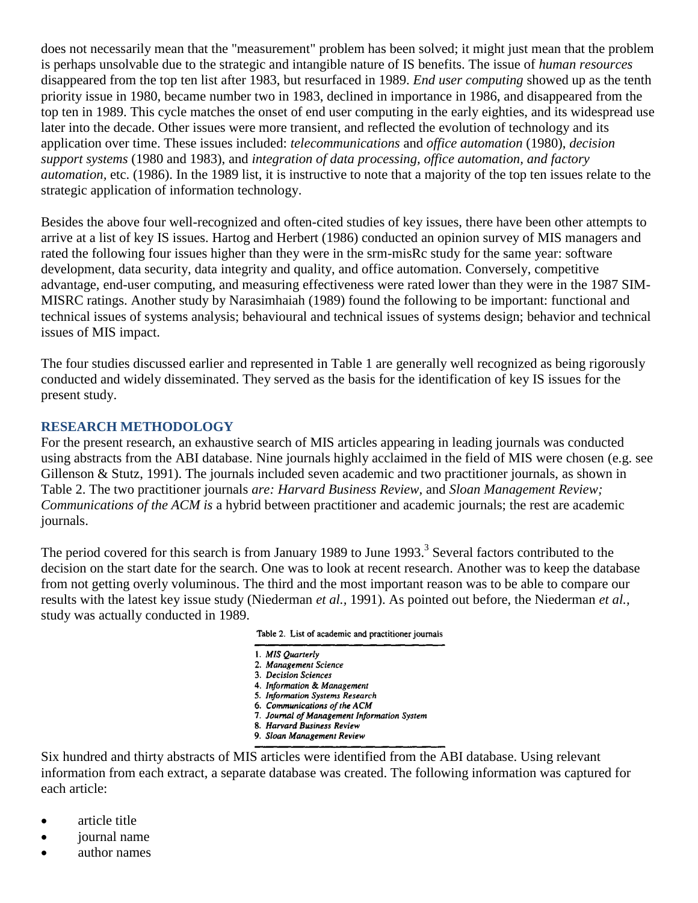does not necessarily mean that the "measurement" problem has been solved; it might just mean that the problem is perhaps unsolvable due to the strategic and intangible nature of IS benefits. The issue of *human resources* disappeared from the top ten list after 1983, but resurfaced in 1989. *End user computing* showed up as the tenth priority issue in 1980, became number two in 1983, declined in importance in 1986, and disappeared from the top ten in 1989. This cycle matches the onset of end user computing in the early eighties, and its widespread use later into the decade. Other issues were more transient, and reflected the evolution of technology and its application over time. These issues included: *telecommunications* and *office automation* (1980), *decision support systems* (1980 and 1983), and *integration of data processing, office automation, and factory automation,* etc. (1986). In the 1989 list, it is instructive to note that a majority of the top ten issues relate to the strategic application of information technology.

Besides the above four well-recognized and often-cited studies of key issues, there have been other attempts to arrive at a list of key IS issues. Hartog and Herbert (1986) conducted an opinion survey of MIS managers and rated the following four issues higher than they were in the srm-misRc study for the same year: software development, data security, data integrity and quality, and office automation. Conversely, competitive advantage, end-user computing, and measuring effectiveness were rated lower than they were in the 1987 SIM-MISRC ratings. Another study by Narasimhaiah (1989) found the following to be important: functional and technical issues of systems analysis; behavioural and technical issues of systems design; behavior and technical issues of MIS impact.

The four studies discussed earlier and represented in Table 1 are generally well recognized as being rigorously conducted and widely disseminated. They served as the basis for the identification of key IS issues for the present study.

## RESEARCH METHODOLOGY

For the present research, an exhaustive search of MIS articles appearing in leading journals was conducted using abstracts from the ABI database. Nine journals highly acclaimed in the field of MIS were chosen (e.g. see Gillenson & Stutz, 1991). The journals included seven academic and two practitioner journals, as shown in Table 2. The two practitioner journals *are: Harvard Business Review,* and *Sloan Management Review; Communications of the ACM is* a hybrid between practitioner and academic journals; the rest are academic journals.

The period covered for this search is from January 1989 to June 1993.[3] Several factors contributed to the decision on the start date for the search. One was to look at recent research. Another was to keep the database from not getting overly voluminous. The third and the most important reason was to be able to compare our results with the latest key issue study (Niederman *et al.,* 1991). As pointed out before, the Niederman *et al.,* study was actually conducted in 1989.

Table 2. List of academic and practitioner journals

1. *MIS Quarterly*
2. *Management Science*
3. *Decision Sciences*
4. *Information & Management*
5. *Information Systems Research*
6. *Communications of the ACM*
7. *Journal of Management Information System*
8. *Harvard Business Review*
9. *Sloan Management Review*

Six hundred and thirty abstracts of MIS articles were identified from the ABI database. Using relevant information from each extract, a separate database was created. The following information was captured for each article:

- article title
- journal name
- author names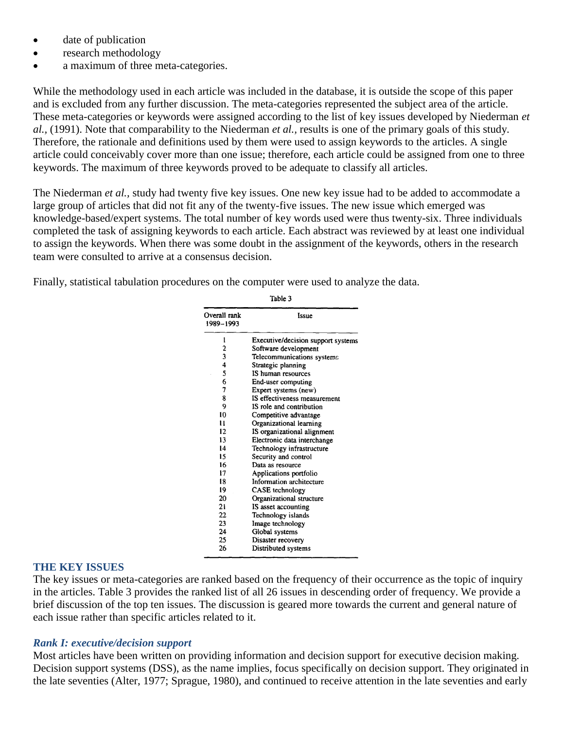- date of publication
- research methodology
- a maximum of three meta-categories.

While the methodology used in each article was included in the database, it is outside the scope of this paper and is excluded from any further discussion. The meta-categories represented the subject area of the article. These meta-categories or keywords were assigned according to the list of key issues developed by Niederman *et al.*, (1991). Note that comparability to the Niederman *et al.*, results is one of the primary goals of this study. Therefore, the rationale and definitions used by them were used to assign keywords to the articles. A single article could conceivably cover more than one issue; therefore, each article could be assigned from one to three keywords. The maximum of three keywords proved to be adequate to classify all articles.

The Niederman *et al.*, study had twenty five key issues. One new key issue had to be added to accommodate a large group of articles that did not fit any of the twenty-five issues. The new issue which emerged was knowledge-based/expert systems. The total number of key words used were thus twenty-six. Three individuals completed the task of assigning keywords to each article. Each abstract was reviewed by at least one individual to assign the keywords. When there was some doubt in the assignment of the keywords, others in the research team were consulted to arrive at a consensus decision.

Finally, statistical tabulation procedures on the computer were used to analyze the data.

Table 3

| Overall rank 1989–1993 | Issue |
|---|---|
| 1 | Executive/decision support systems |
| 2 | Software development |
| 3 | Telecommunications systems |
| 4 | Strategic planning |
| 5 | IS human resources |
| 6 | End-user computing |
| 7 | Expert systems (new) |
| 8 | IS effectiveness measurement |
| 9 | IS role and contribution |
| 10 | Competitive advantage |
| 11 | Organizational learning |
| 12 | IS organizational alignment |
| 13 | Electronic data interchange |
| 14 | Technology infrastructure |
| 15 | Security and control |
| 16 | Data as resource |
| 17 | Applications portfolio |
| 18 | Information architecture |
| 19 | CASE technology |
| 20 | Organizational structure |
| 21 | IS asset accounting |
| 22 | Technology islands |
| 23 | Image technology |
| 24 | Global systems |
| 25 | Disaster recovery |
| 26 | Distributed systems |

## THE KEY ISSUES

The key issues or meta-categories are ranked based on the frequency of their occurrence as the topic of inquiry in the articles. Table 3 provides the ranked list of all 26 issues in descending order of frequency. We provide a brief discussion of the top ten issues. The discussion is geared more towards the current and general nature of each issue rather than specific articles related to it.

### *Rank I: executive/decision support*

Most articles have been written on providing information and decision support for executive decision making. Decision support systems (DSS), as the name implies, focus specifically on decision support. They originated in the late seventies (Alter, 1977; Sprague, 1980), and continued to receive attention in the late seventies and early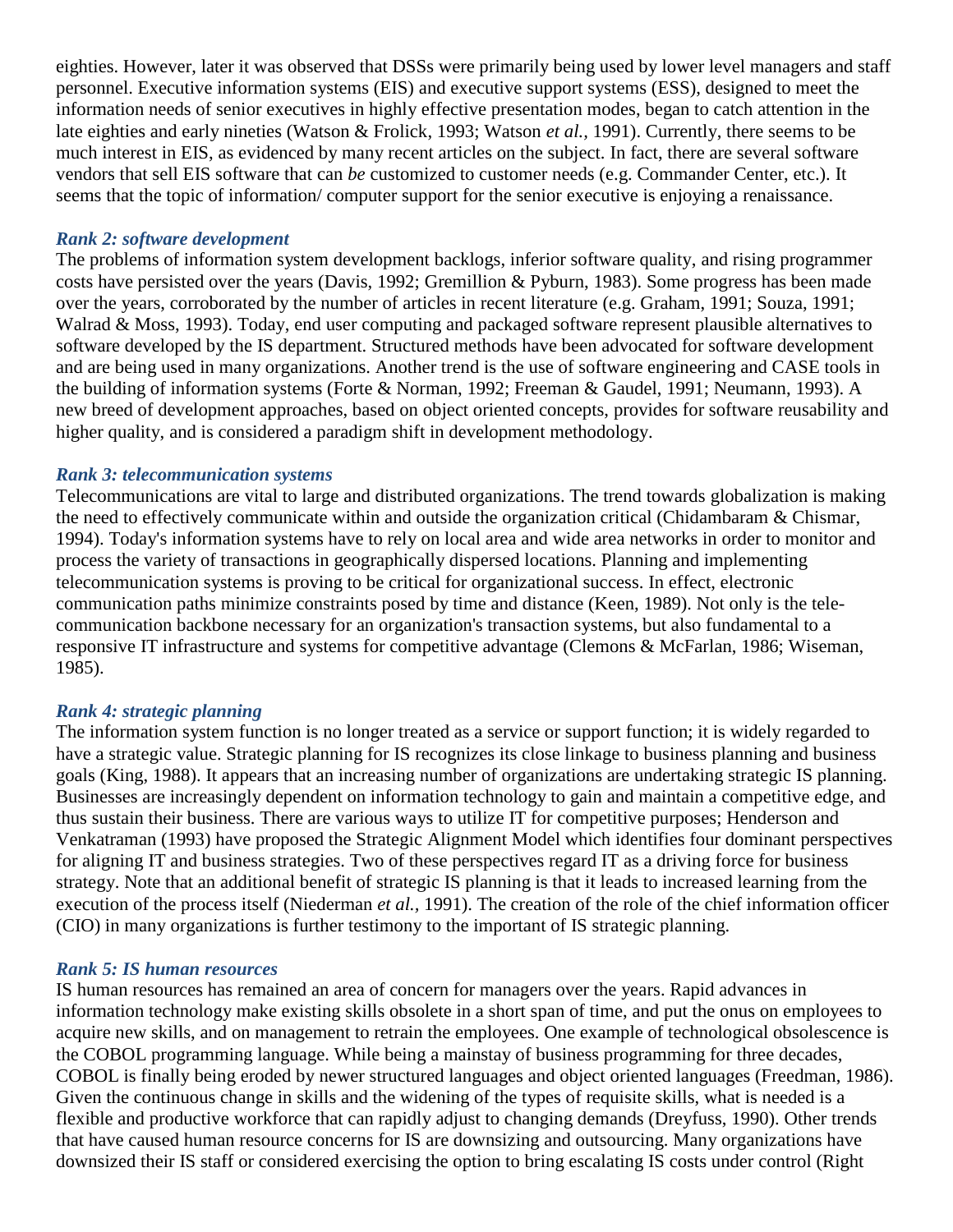eighties. However, later it was observed that DSSs were primarily being used by lower level managers and staff personnel. Executive information systems (EIS) and executive support systems (ESS), designed to meet the information needs of senior executives in highly effective presentation modes, began to catch attention in the late eighties and early nineties (Watson & Frolick, 1993; Watson *et al.,* 1991). Currently, there seems to be much interest in EIS, as evidenced by many recent articles on the subject. In fact, there are several software vendors that sell EIS software that can *be* customized to customer needs (e.g. Commander Center, etc.). It seems that the topic of information/ computer support for the senior executive is enjoying a renaissance.

### *Rank 2: software development*

The problems of information system development backlogs, inferior software quality, and rising programmer costs have persisted over the years (Davis, 1992; Gremillion & Pyburn, 1983). Some progress has been made over the years, corroborated by the number of articles in recent literature (e.g. Graham, 1991; Souza, 1991; Walrad & Moss, 1993). Today, end user computing and packaged software represent plausible alternatives to software developed by the IS department. Structured methods have been advocated for software development and are being used in many organizations. Another trend is the use of software engineering and CASE tools in the building of information systems (Forte & Norman, 1992; Freeman & Gaudel, 1991; Neumann, 1993). A new breed of development approaches, based on object oriented concepts, provides for software reusability and higher quality, and is considered a paradigm shift in development methodology.

### *Rank 3: telecommunication systems*

Telecommunications are vital to large and distributed organizations. The trend towards globalization is making the need to effectively communicate within and outside the organization critical (Chidambaram & Chismar, 1994). Today's information systems have to rely on local area and wide area networks in order to monitor and process the variety of transactions in geographically dispersed locations. Planning and implementing telecommunication systems is proving to be critical for organizational success. In effect, electronic communication paths minimize constraints posed by time and distance (Keen, 1989). Not only is the tele-communication backbone necessary for an organization's transaction systems, but also fundamental to a responsive IT infrastructure and systems for competitive advantage (Clemons & McFarlan, 1986; Wiseman, 1985).

### *Rank 4: strategic planning*

The information system function is no longer treated as a service or support function; it is widely regarded to have a strategic value. Strategic planning for IS recognizes its close linkage to business planning and business goals (King, 1988). It appears that an increasing number of organizations are undertaking strategic IS planning. Businesses are increasingly dependent on information technology to gain and maintain a competitive edge, and thus sustain their business. There are various ways to utilize IT for competitive purposes; Henderson and Venkatraman (1993) have proposed the Strategic Alignment Model which identifies four dominant perspectives for aligning IT and business strategies. Two of these perspectives regard IT as a driving force for business strategy. Note that an additional benefit of strategic IS planning is that it leads to increased learning from the execution of the process itself (Niederman *et al.,* 1991). The creation of the role of the chief information officer (CIO) in many organizations is further testimony to the important of IS strategic planning.

### *Rank 5: IS human resources*

IS human resources has remained an area of concern for managers over the years. Rapid advances in information technology make existing skills obsolete in a short span of time, and put the onus on employees to acquire new skills, and on management to retrain the employees. One example of technological obsolescence is the COBOL programming language. While being a mainstay of business programming for three decades, COBOL is finally being eroded by newer structured languages and object oriented languages (Freedman, 1986). Given the continuous change in skills and the widening of the types of requisite skills, what is needed is a flexible and productive workforce that can rapidly adjust to changing demands (Dreyfuss, 1990). Other trends that have caused human resource concerns for IS are downsizing and outsourcing. Many organizations have downsized their IS staff or considered exercising the option to bring escalating IS costs under control (Right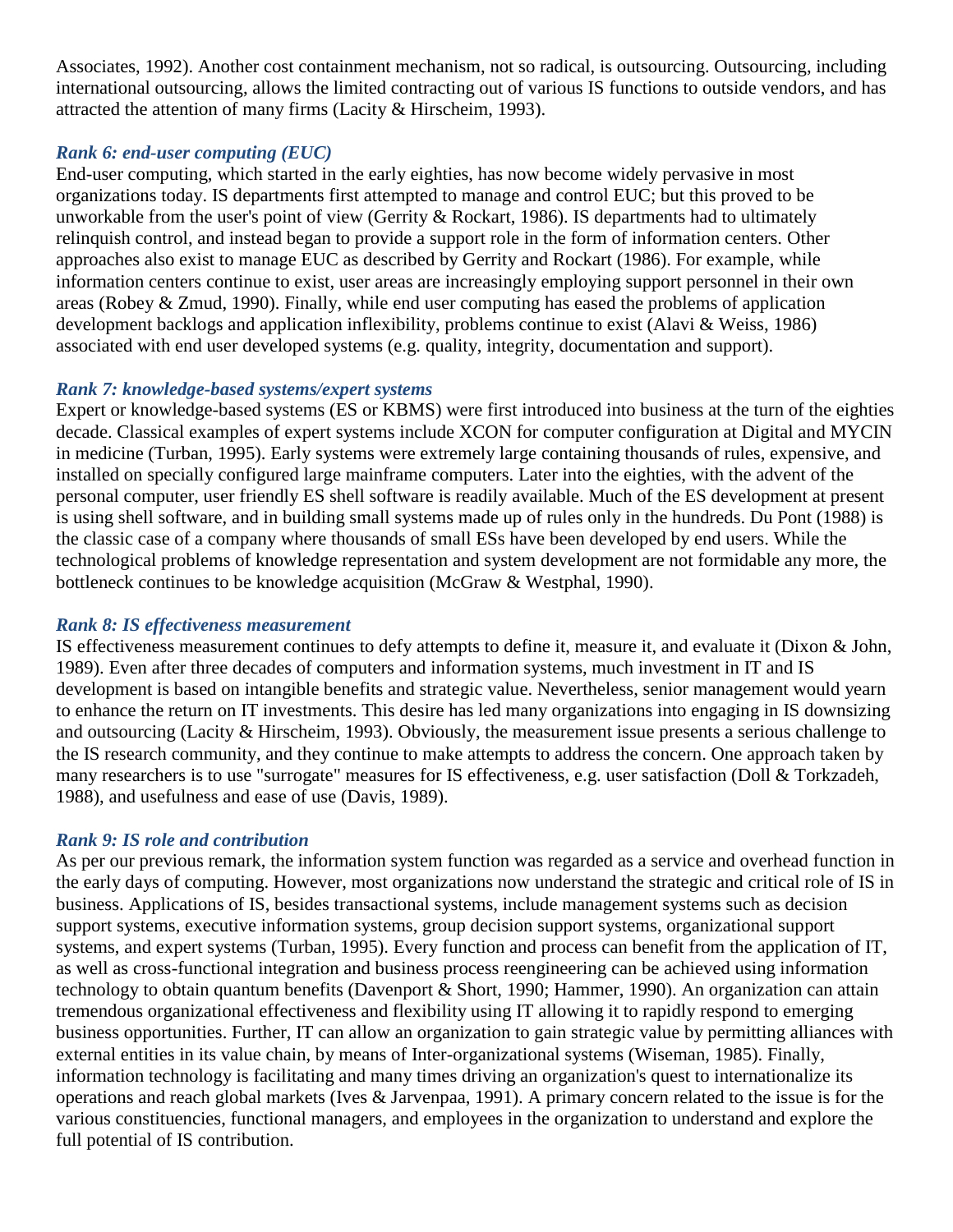Associates, 1992). Another cost containment mechanism, not so radical, is outsourcing. Outsourcing, including international outsourcing, allows the limited contracting out of various IS functions to outside vendors, and has attracted the attention of many firms (Lacity & Hirscheim, 1993).

### *Rank 6: end-user computing (EUC)*

End-user computing, which started in the early eighties, has now become widely pervasive in most organizations today. IS departments first attempted to manage and control EUC; but this proved to be unworkable from the user's point of view (Gerrity & Rockart, 1986). IS departments had to ultimately relinquish control, and instead began to provide a support role in the form of information centers. Other approaches also exist to manage EUC as described by Gerrity and Rockart (1986). For example, while information centers continue to exist, user areas are increasingly employing support personnel in their own areas (Robey & Zmud, 1990). Finally, while end user computing has eased the problems of application development backlogs and application inflexibility, problems continue to exist (Alavi & Weiss, 1986) associated with end user developed systems (e.g. quality, integrity, documentation and support).

### *Rank 7: knowledge-based systems/expert systems*

Expert or knowledge-based systems (ES or KBMS) were first introduced into business at the turn of the eighties decade. Classical examples of expert systems include XCON for computer configuration at Digital and MYCIN in medicine (Turban, 1995). Early systems were extremely large containing thousands of rules, expensive, and installed on specially configured large mainframe computers. Later into the eighties, with the advent of the personal computer, user friendly ES shell software is readily available. Much of the ES development at present is using shell software, and in building small systems made up of rules only in the hundreds. Du Pont (1988) is the classic case of a company where thousands of small ESs have been developed by end users. While the technological problems of knowledge representation and system development are not formidable any more, the bottleneck continues to be knowledge acquisition (McGraw & Westphal, 1990).

### *Rank 8: IS effectiveness measurement*

IS effectiveness measurement continues to defy attempts to define it, measure it, and evaluate it (Dixon & John, 1989). Even after three decades of computers and information systems, much investment in IT and IS development is based on intangible benefits and strategic value. Nevertheless, senior management would yearn to enhance the return on IT investments. This desire has led many organizations into engaging in IS downsizing and outsourcing (Lacity & Hirscheim, 1993). Obviously, the measurement issue presents a serious challenge to the IS research community, and they continue to make attempts to address the concern. One approach taken by many researchers is to use "surrogate" measures for IS effectiveness, e.g. user satisfaction (Doll & Torkzadeh, 1988), and usefulness and ease of use (Davis, 1989).

### *Rank 9: IS role and contribution*

As per our previous remark, the information system function was regarded as a service and overhead function in the early days of computing. However, most organizations now understand the strategic and critical role of IS in business. Applications of IS, besides transactional systems, include management systems such as decision support systems, executive information systems, group decision support systems, organizational support systems, and expert systems (Turban, 1995). Every function and process can benefit from the application of IT, as well as cross-functional integration and business process reengineering can be achieved using information technology to obtain quantum benefits (Davenport & Short, 1990; Hammer, 1990). An organization can attain tremendous organizational effectiveness and flexibility using IT allowing it to rapidly respond to emerging business opportunities. Further, IT can allow an organization to gain strategic value by permitting alliances with external entities in its value chain, by means of Inter-organizational systems (Wiseman, 1985). Finally, information technology is facilitating and many times driving an organization's quest to internationalize its operations and reach global markets (Ives & Jarvenpaa, 1991). A primary concern related to the issue is for the various constituencies, functional managers, and employees in the organization to understand and explore the full potential of IS contribution.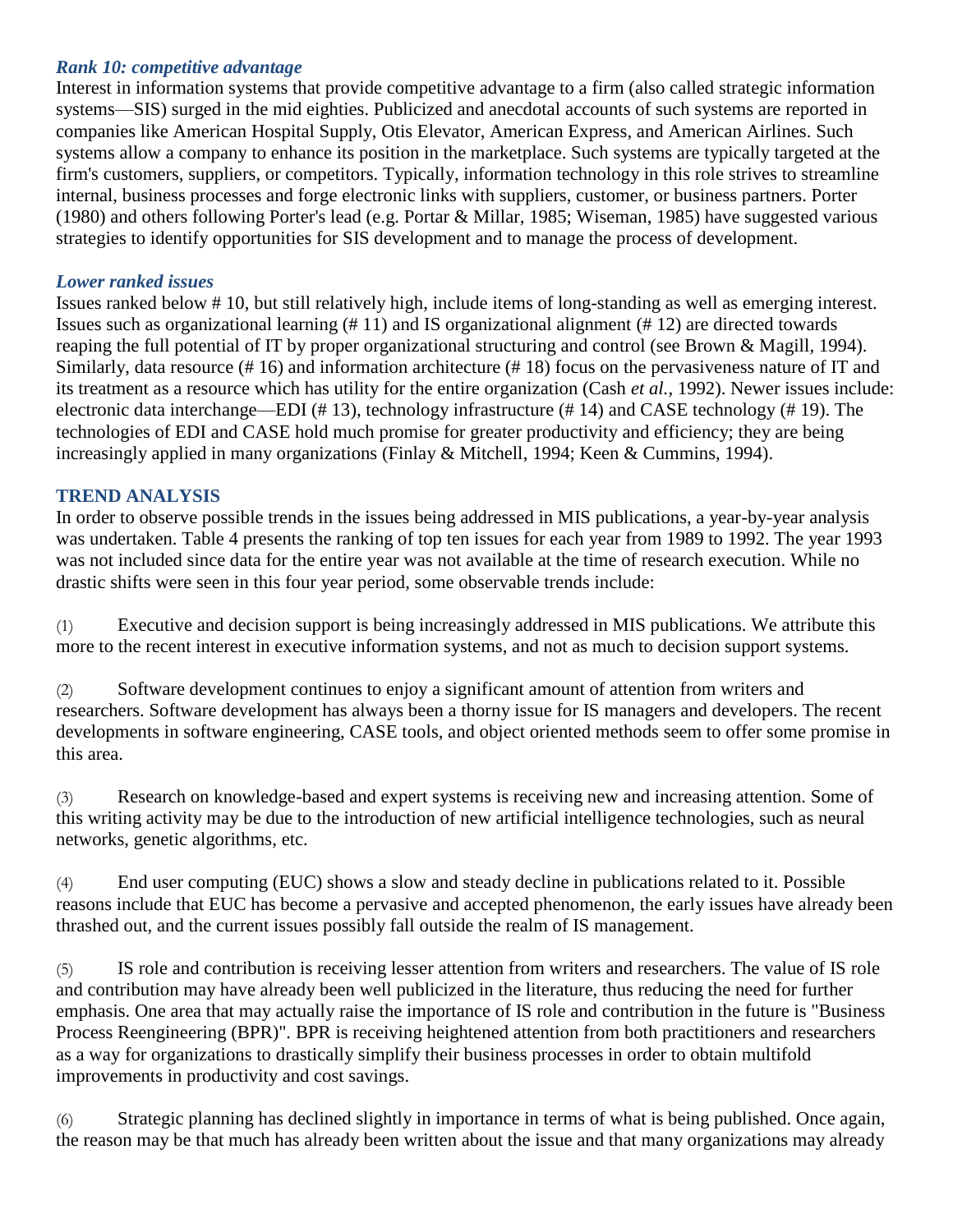### *Rank 10: competitive advantage*

Interest in information systems that provide competitive advantage to a firm (also called strategic information systems—SIS) surged in the mid eighties. Publicized and anecdotal accounts of such systems are reported in companies like American Hospital Supply, Otis Elevator, American Express, and American Airlines. Such systems allow a company to enhance its position in the marketplace. Such systems are typically targeted at the firm's customers, suppliers, or competitors. Typically, information technology in this role strives to streamline internal, business processes and forge electronic links with suppliers, customer, or business partners. Porter (1980) and others following Porter's lead (e.g. Portar & Millar, 1985; Wiseman, 1985) have suggested various strategies to identify opportunities for SIS development and to manage the process of development.

### *Lower ranked issues*

Issues ranked below # 10, but still relatively high, include items of long-standing as well as emerging interest. Issues such as organizational learning (# 11) and IS organizational alignment (# 12) are directed towards reaping the full potential of IT by proper organizational structuring and control (see Brown & Magill, 1994). Similarly, data resource (# 16) and information architecture (# 18) focus on the pervasiveness nature of IT and its treatment as a resource which has utility for the entire organization (Cash *et al.,* 1992). Newer issues include: electronic data interchange—EDI (# 13), technology infrastructure (# 14) and CASE technology (# 19). The technologies of EDI and CASE hold much promise for greater productivity and efficiency; they are being increasingly applied in many organizations (Finlay & Mitchell, 1994; Keen & Cummins, 1994).

## TREND ANALYSIS

In order to observe possible trends in the issues being addressed in MIS publications, a year-by-year analysis was undertaken. Table 4 presents the ranking of top ten issues for each year from 1989 to 1992. The year 1993 was not included since data for the entire year was not available at the time of research execution. While no drastic shifts were seen in this four year period, some observable trends include:

(1) Executive and decision support is being increasingly addressed in MIS publications. We attribute this more to the recent interest in executive information systems, and not as much to decision support systems.

(2) Software development continues to enjoy a significant amount of attention from writers and researchers. Software development has always been a thorny issue for IS managers and developers. The recent developments in software engineering, CASE tools, and object oriented methods seem to offer some promise in this area.

(3) Research on knowledge-based and expert systems is receiving new and increasing attention. Some of this writing activity may be due to the introduction of new artificial intelligence technologies, such as neural networks, genetic algorithms, etc.

(4) End user computing (EUC) shows a slow and steady decline in publications related to it. Possible reasons include that EUC has become a pervasive and accepted phenomenon, the early issues have already been thrashed out, and the current issues possibly fall outside the realm of IS management.

(5) IS role and contribution is receiving lesser attention from writers and researchers. The value of IS role and contribution may have already been well publicized in the literature, thus reducing the need for further emphasis. One area that may actually raise the importance of IS role and contribution in the future is "Business Process Reengineering (BPR)". BPR is receiving heightened attention from both practitioners and researchers as a way for organizations to drastically simplify their business processes in order to obtain multifold improvements in productivity and cost savings.

(6) Strategic planning has declined slightly in importance in terms of what is being published. Once again, the reason may be that much has already been written about the issue and that many organizations may already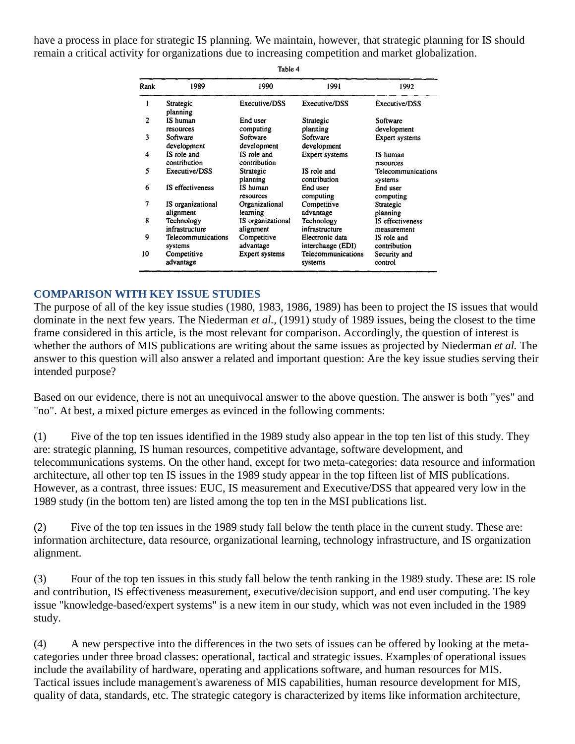have a process in place for strategic IS planning. We maintain, however, that strategic planning for IS should remain a critical activity for organizations due to increasing competition and market globalization.

Table 4

| Rank | 1989 | 1990 | 1991 | 1992 |
|---|---|---|---|---|
| 1 | Strategic planning | Executive/DSS | Executive/DSS | Executive/DSS |
| 2 | IS human resources | End user computing | Strategic planning | Software development |
| 3 | Software development | Software development | Software development | Expert systems |
| 4 | IS role and contribution | IS role and contribution | Expert systems | IS human resources |
| 5 | Executive/DSS | Strategic planning | IS role and contribution | Telecommunications systems |
| 6 | IS effectiveness | IS human resources | End user computing | End user computing |
| 7 | IS organizational alignment | Organizational learning | Competitive advantage | Strategic planning |
| 8 | Technology infrastructure | IS organizational alignment | Technology infrastructure | IS effectiveness measurement |
| 9 | Telecommunications systems | Competitive advantage | Electronic data interchange (EDI) | IS role and contribution |
| 10 | Competitive advantage | Expert systems | Telecommunications systems | Security and control |

## COMPARISON WITH KEY ISSUE STUDIES

The purpose of all of the key issue studies (1980, 1983, 1986, 1989) has been to project the IS issues that would dominate in the next few years. The Niederman *et al.,* (1991) study of 1989 issues, being the closest to the time frame considered in this article, is the most relevant for comparison. Accordingly, the question of interest is whether the authors of MIS publications are writing about the same issues as projected by Niederman *et al.* The answer to this question will also answer a related and important question: Are the key issue studies serving their intended purpose?

Based on our evidence, there is not an unequivocal answer to the above question. The answer is both "yes" and "no". At best, a mixed picture emerges as evinced in the following comments:

(1) Five of the top ten issues identified in the 1989 study also appear in the top ten list of this study. They are: strategic planning, IS human resources, competitive advantage, software development, and telecommunications systems. On the other hand, except for two meta-categories: data resource and information architecture, all other top ten IS issues in the 1989 study appear in the top fifteen list of MIS publications. However, as a contrast, three issues: EUC, IS measurement and Executive/DSS that appeared very low in the 1989 study (in the bottom ten) are listed among the top ten in the MSI publications list.

(2) Five of the top ten issues in the 1989 study fall below the tenth place in the current study. These are: information architecture, data resource, organizational learning, technology infrastructure, and IS organization alignment.

(3) Four of the top ten issues in this study fall below the tenth ranking in the 1989 study. These are: IS role and contribution, IS effectiveness measurement, executive/decision support, and end user computing. The key issue "knowledge-based/expert systems" is a new item in our study, which was not even included in the 1989 study.

(4) A new perspective into the differences in the two sets of issues can be offered by looking at the meta-categories under three broad classes: operational, tactical and strategic issues. Examples of operational issues include the availability of hardware, operating and applications software, and human resources for MIS. Tactical issues include management's awareness of MIS capabilities, human resource development for MIS, quality of data, standards, etc. The strategic category is characterized by items like information architecture,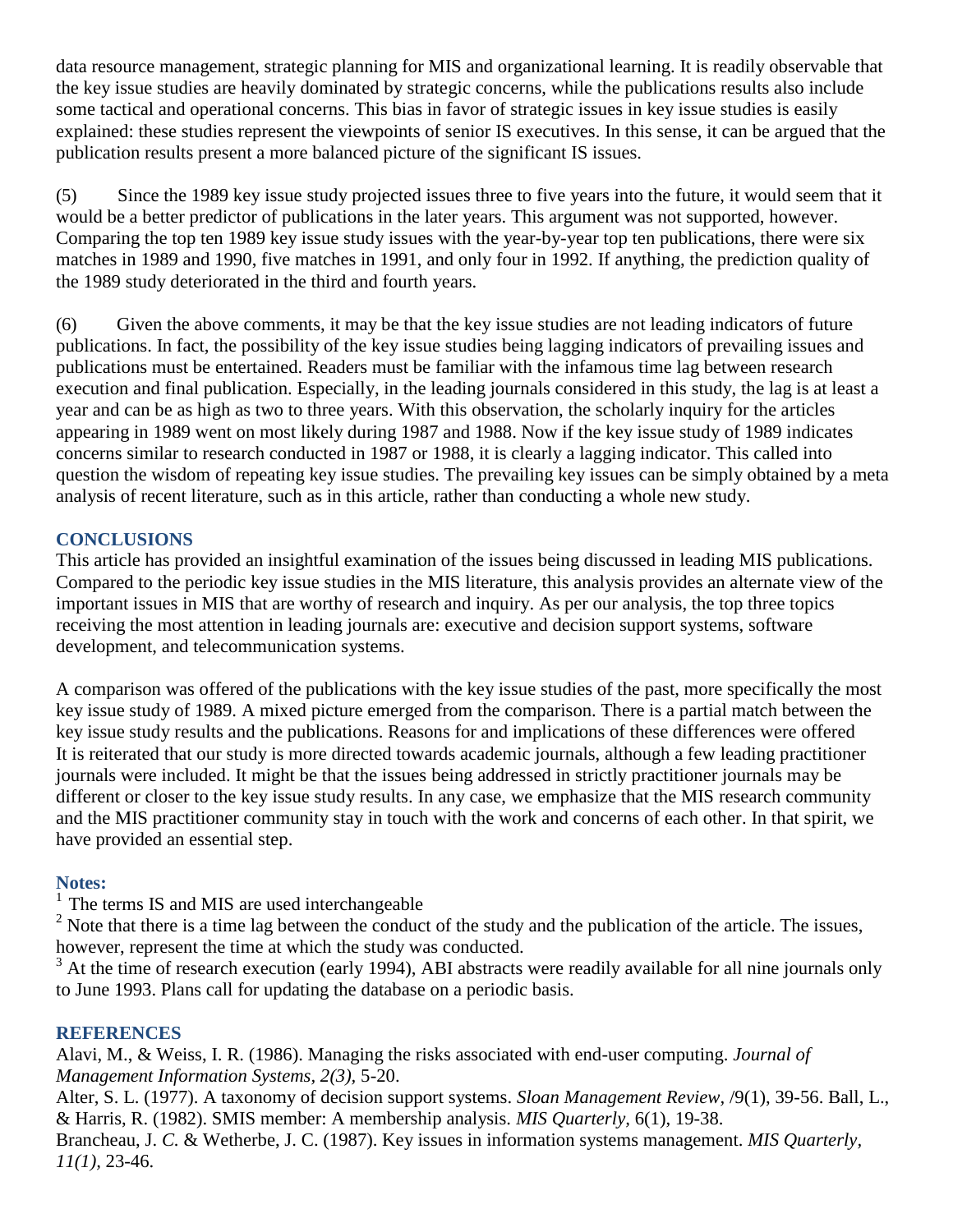data resource management, strategic planning for MIS and organizational learning. It is readily observable that the key issue studies are heavily dominated by strategic concerns, while the publications results also include some tactical and operational concerns. This bias in favor of strategic issues in key issue studies is easily explained: these studies represent the viewpoints of senior IS executives. In this sense, it can be argued that the publication results present a more balanced picture of the significant IS issues.

(5) Since the 1989 key issue study projected issues three to five years into the future, it would seem that it would be a better predictor of publications in the later years. This argument was not supported, however. Comparing the top ten 1989 key issue study issues with the year-by-year top ten publications, there were six matches in 1989 and 1990, five matches in 1991, and only four in 1992. If anything, the prediction quality of the 1989 study deteriorated in the third and fourth years.

(6) Given the above comments, it may be that the key issue studies are not leading indicators of future publications. In fact, the possibility of the key issue studies being lagging indicators of prevailing issues and publications must be entertained. Readers must be familiar with the infamous time lag between research execution and final publication. Especially, in the leading journals considered in this study, the lag is at least a year and can be as high as two to three years. With this observation, the scholarly inquiry for the articles appearing in 1989 went on most likely during 1987 and 1988. Now if the key issue study of 1989 indicates concerns similar to research conducted in 1987 or 1988, it is clearly a lagging indicator. This called into question the wisdom of repeating key issue studies. The prevailing key issues can be simply obtained by a meta analysis of recent literature, such as in this article, rather than conducting a whole new study.

## CONCLUSIONS

This article has provided an insightful examination of the issues being discussed in leading MIS publications. Compared to the periodic key issue studies in the MIS literature, this analysis provides an alternate view of the important issues in MIS that are worthy of research and inquiry. As per our analysis, the top three topics receiving the most attention in leading journals are: executive and decision support systems, software development, and telecommunication systems.

A comparison was offered of the publications with the key issue studies of the past, more specifically the most key issue study of 1989. A mixed picture emerged from the comparison. There is a partial match between the key issue study results and the publications. Reasons for and implications of these differences were offered
It is reiterated that our study is more directed towards academic journals, although a few leading practitioner journals were included. It might be that the issues being addressed in strictly practitioner journals may be different or closer to the key issue study results. In any case, we emphasize that the MIS research community and the MIS practitioner community stay in touch with the work and concerns of each other. In that spirit, we have provided an essential step.

### Notes:

[1] The terms IS and MIS are used interchangeable

[2] Note that there is a time lag between the conduct of the study and the publication of the article. The issues, however, represent the time at which the study was conducted.

[3] At the time of research execution (early 1994), ABI abstracts were readily available for all nine journals only to June 1993. Plans call for updating the database on a periodic basis.

## REFERENCES

Alavi, M., & Weiss, I. R. (1986). Managing the risks associated with end-user computing. *Journal of Management Information Systems, 2(3)*, 5-20.

Alter, S. L. (1977). A taxonomy of decision support systems. *Sloan Management Review*, /9(1), 39-56. Ball, L., & Harris, R. (1982). SMIS member: A membership analysis. *MIS Quarterly*, 6(1), 19-38.

Brancheau, J. *C.* & Wetherbe, J. C. (1987). Key issues in information systems management. *MIS Quarterly, 11(1)*, 23-46.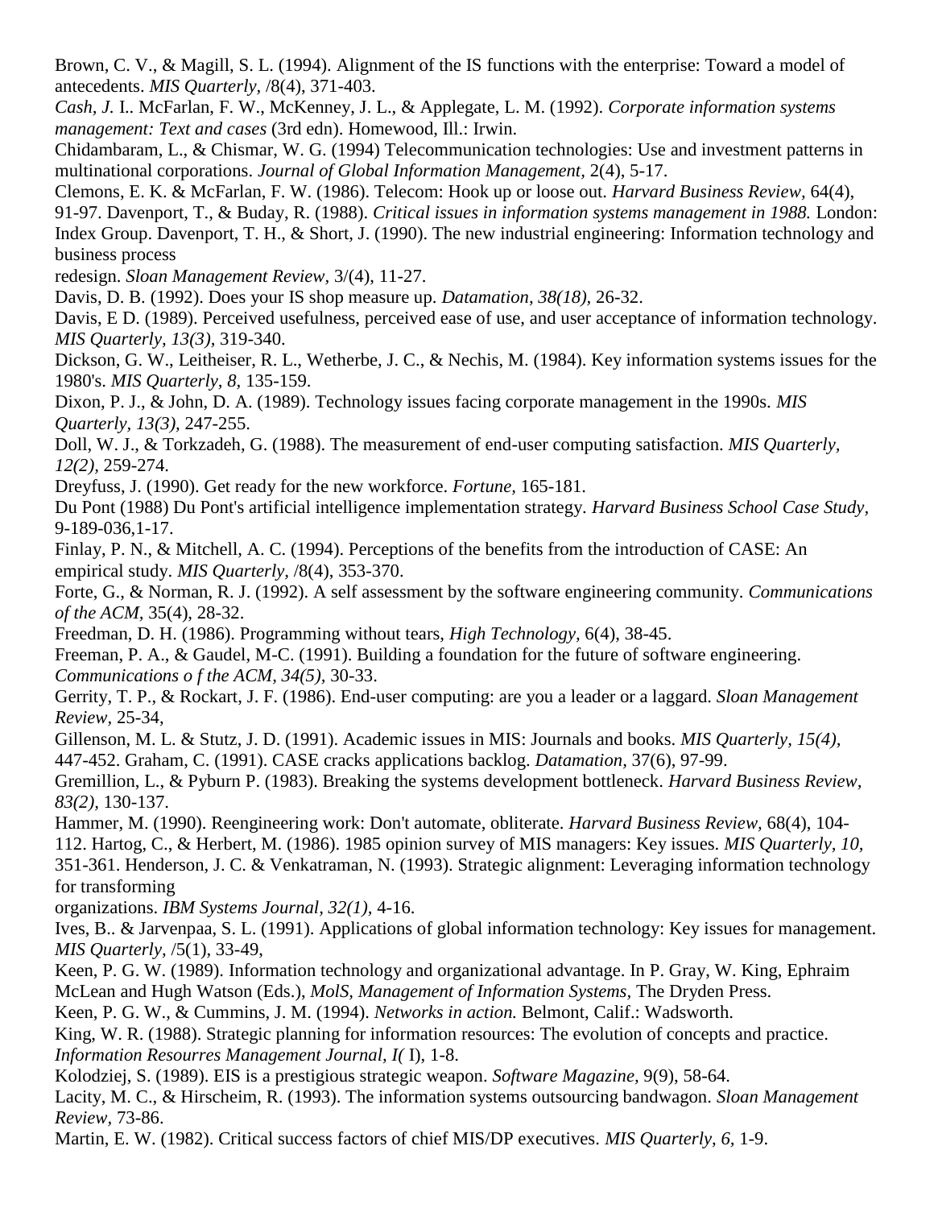Brown, C. V., & Magill, S. L. (1994). Alignment of the IS functions with the enterprise: Toward a model of antecedents. *MIS Quarterly,* /8(4), 371-403.

*Cash, J.* I.. McFarlan, F. W., McKenney, J. L., & Applegate, L. M. (1992). *Corporate information systems management: Text and cases* (3rd edn). Homewood, Ill.: Irwin.

Chidambaram, L., & Chismar, W. G. (1994) Telecommunication technologies: Use and investment patterns in multinational corporations. *Journal of Global Information Management,* 2(4), 5-17.

Clemons, E. K. & McFarlan, F. W. (1986). Telecom: Hook up or loose out. *Harvard Business Review,* 64(4), 91-97. Davenport, T., & Buday, R. (1988). *Critical issues in information systems management in 1988.* London: Index Group. Davenport, T. H., & Short, J. (1990). The new industrial engineering: Information technology and business process redesign. *Sloan Management Review,* 3/(4), 11-27.

Davis, D. B. (1992). Does your IS shop measure up. *Datamation, 38(18),* 26-32.

Davis, E D. (1989). Perceived usefulness, perceived ease of use, and user acceptance of information technology. *MIS Quarterly, 13(3),* 319-340.

Dickson, G. W., Leitheiser, R. L., Wetherbe, J. C., & Nechis, M. (1984). Key information systems issues for the 1980's. *MIS Quarterly, 8,* 135-159.

Dixon, P. J., & John, D. A. (1989). Technology issues facing corporate management in the 1990s. *MIS Quarterly, 13(3),* 247-255.

Doll, W. J., & Torkzadeh, G. (1988). The measurement of end-user computing satisfaction. *MIS Quarterly, 12(2),* 259-274.

Dreyfuss, J. (1990). Get ready for the new workforce. *Fortune,* 165-181.

Du Pont (1988) Du Pont's artificial intelligence implementation strategy. *Harvard Business School Case Study,* 9-189-036,1-17.

Finlay, P. N., & Mitchell, A. C. (1994). Perceptions of the benefits from the introduction of CASE: An empirical study. *MIS Quarterly,* /8(4), 353-370.

Forte, G., & Norman, R. J. (1992). A self assessment by the software engineering community. *Communications of the ACM,* 35(4), 28-32.

Freedman, D. H. (1986). Programming without tears, *High Technology,* 6(4), 38-45.

Freeman, P. A., & Gaudel, M-C. (1991). Building a foundation for the future of software engineering. *Communications o f the ACM, 34(5),* 30-33.

Gerrity, T. P., & Rockart, J. F. (1986). End-user computing: are you a leader or a laggard. *Sloan Management Review,* 25-34,

Gillenson, M. L. & Stutz, J. D. (1991). Academic issues in MIS: Journals and books. *MIS Quarterly, 15(4),* 447-452. Graham, C. (1991). CASE cracks applications backlog. *Datamation,* 37(6), 97-99.

Gremillion, L., & Pyburn P. (1983). Breaking the systems development bottleneck. *Harvard Business Review, 83(2),* 130-137.

Hammer, M. (1990). Reengineering work: Don't automate, obliterate. *Harvard Business Review,* 68(4), 104-112. Hartog, C., & Herbert, M. (1986). 1985 opinion survey of MIS managers: Key issues. *MIS Quarterly, 10,* 351-361. Henderson, J. C. & Venkatraman, N. (1993). Strategic alignment: Leveraging information technology for transforming organizations. *IBM Systems Journal, 32(1),* 4-16.

Ives, B.. & Jarvenpaa, S. L. (1991). Applications of global information technology: Key issues for management. *MIS Quarterly,* /5(1), 33-49,

Keen, P. G. W. (1989). Information technology and organizational advantage. In P. Gray, W. King, Ephraim McLean and Hugh Watson (Eds.), *MolS, Management of Information Systems,* The Dryden Press.

Keen, P. G. W., & Cummins, J. M. (1994). *Networks in action.* Belmont, Calif.: Wadsworth.

King, W. R. (1988). Strategic planning for information resources: The evolution of concepts and practice. *Information Resourres Management Journal, I(* I), 1-8.

Kolodziej, S. (1989). EIS is a prestigious strategic weapon. *Software Magazine,* 9(9), 58-64.

Lacity, M. C., & Hirscheim, R. (1993). The information systems outsourcing bandwagon. *Sloan Management Review,* 73-86.

Martin, E. W. (1982). Critical success factors of chief MIS/DP executives. *MIS Quarterly, 6,* 1-9.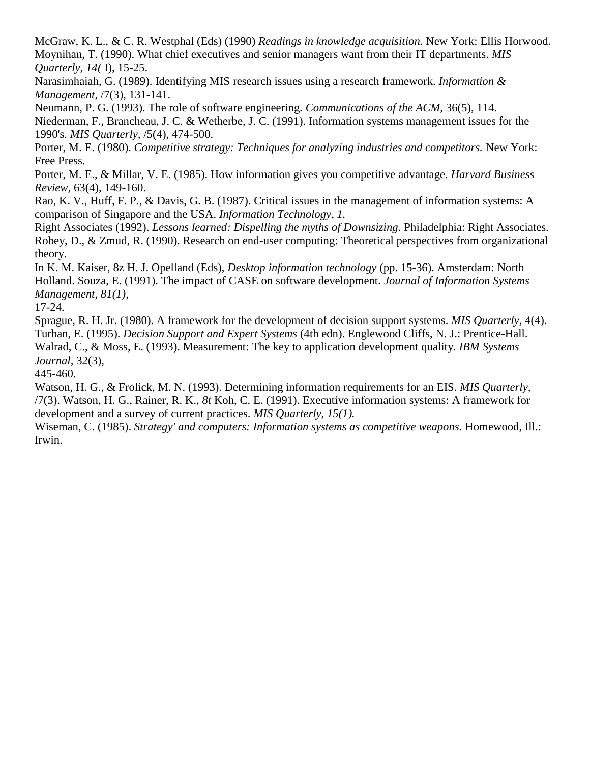McGraw, K. L., & C. R. Westphal (Eds) (1990) *Readings in knowledge acquisition.* New York: Ellis Horwood.

Moynihan, T. (1990). What chief executives and senior managers want from their IT departments. *MIS Quarterly, 14(* I), 15-25.

Narasimhaiah, G. (1989). Identifying MIS research issues using a research framework. *Information & Management,* /7(3), 131-141.

Neumann, P. G. (1993). The role of software engineering. *Communications of the ACM,* 36(5), 114.

Niederman, F., Brancheau, J. C. & Wetherbe, J. C. (1991). Information systems management issues for the 1990's. *MIS Quarterly,* /5(4), 474-500.

Porter, M. E. (1980). *Competitive strategy: Techniques for analyzing industries and competitors.* New York: Free Press.

Porter, M. E., & Millar, V. E. (1985). How information gives you competitive advantage. *Harvard Business Review,* 63(4), 149-160.

Rao, K. V., Huff, F. P., & Davis, G. B. (1987). Critical issues in the management of information systems: A comparison of Singapore and the USA. *Information Technology, 1.*

Right Associates (1992). *Lessons learned: Dispelling the myths of Downsizing.* Philadelphia: Right Associates.

Robey, D., & Zmud, R. (1990). Research on end-user computing: Theoretical perspectives from organizational theory.

In K. M. Kaiser, 8z H. J. Opelland (Eds), *Desktop information technology* (pp. 15-36). Amsterdam: North Holland. Souza, E. (1991). The impact of CASE on software development. *Journal of Information Systems Management, 81(1),*

17-24.

Sprague, R. H. Jr. (1980). A framework for the development of decision support systems. *MIS Quarterly,* 4(4).

Turban, E. (1995). *Decision Support and Expert Systems* (4th edn). Englewood Cliffs, N. J.: Prentice-Hall.

Walrad, C., & Moss, E. (1993). Measurement: The key to application development quality. *IBM Systems Journal,* 32(3),

445-460.

Watson, H. G., & Frolick, M. N. (1993). Determining information requirements for an EIS. *MIS Quarterly,* /7(3). Watson, H. G., Rainer, R. K., *8t* Koh, C. E. (1991). Executive information systems: A framework for development and a survey of current practices. *MIS Quarterly, 15(1).*

Wiseman, C. (1985). *Strategy' and computers: Information systems as competitive weapons.* Homewood, Ill.: Irwin.